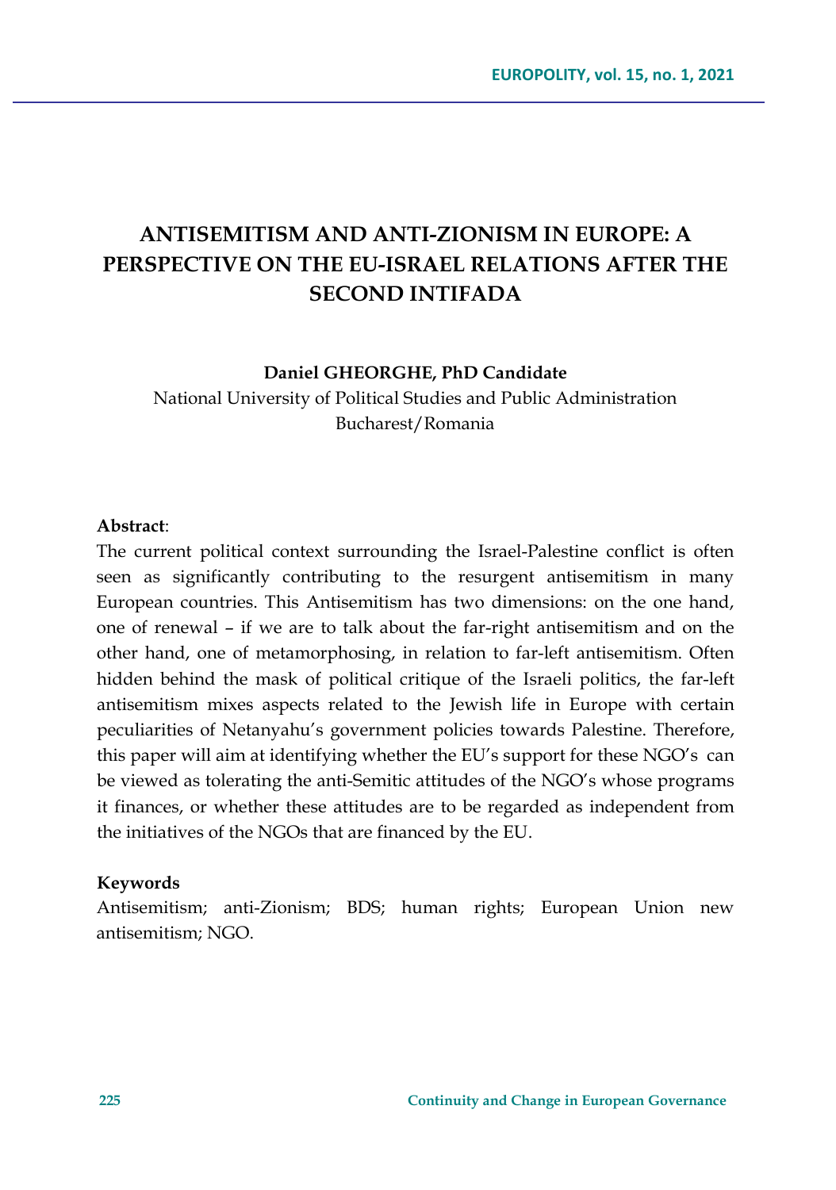# ANTISEMITISM AND ANTI-ZIONISM IN EUROPE: A PERSPECTIVE ON THE EU-ISRAEL RELATIONS AFTER THE SECOND INTIFADA

**Daniel GHEORGHE, PhD Candidate**

National University of Political Studies and Public Administration

Bucharest/Romania

**Abstract**:

The current political context surrounding the Israel-Palestine conflict is often seen as significantly contributing to the resurgent antisemitism in many European countries. This Antisemitism has two dimensions: on the one hand, one of renewal – if we are to talk about the far-right antisemitism and on the other hand, one of metamorphosing, in relation to far-left antisemitism. Often hidden behind the mask of political critique of the Israeli politics, the far-left antisemitism mixes aspects related to the Jewish life in Europe with certain peculiarities of Netanyahu's government policies towards Palestine. Therefore, this paper will aim at identifying whether the EU's support for these NGO's can be viewed as tolerating the anti-Semitic attitudes of the NGO's whose programs it finances, or whether these attitudes are to be regarded as independent from the initiatives of the NGOs that are financed by the EU.

**Keywords**

Antisemitism; anti-Zionism; BDS; human rights; European Union new antisemitism; NGO.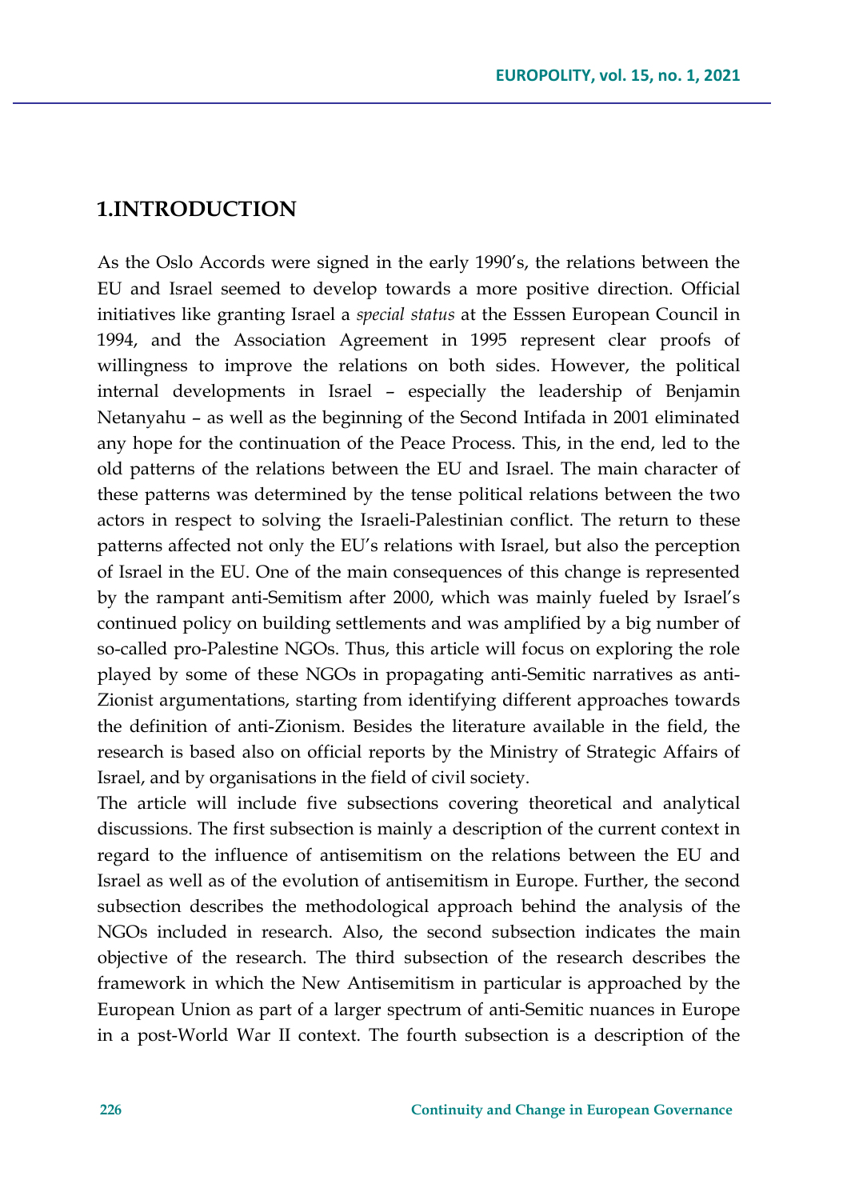## 1.INTRODUCTION

As the Oslo Accords were signed in the early 1990's, the relations between the EU and Israel seemed to develop towards a more positive direction. Official initiatives like granting Israel a *special status* at the Esssen European Council in 1994, and the Association Agreement in 1995 represent clear proofs of willingness to improve the relations on both sides. However, the political internal developments in Israel – especially the leadership of Benjamin Netanyahu – as well as the beginning of the Second Intifada in 2001 eliminated any hope for the continuation of the Peace Process. This, in the end, led to the old patterns of the relations between the EU and Israel. The main character of these patterns was determined by the tense political relations between the two actors in respect to solving the Israeli-Palestinian conflict. The return to these patterns affected not only the EU's relations with Israel, but also the perception of Israel in the EU. One of the main consequences of this change is represented by the rampant anti-Semitism after 2000, which was mainly fueled by Israel's continued policy on building settlements and was amplified by a big number of so-called pro-Palestine NGOs. Thus, this article will focus on exploring the role played by some of these NGOs in propagating anti-Semitic narratives as anti-Zionist argumentations, starting from identifying different approaches towards the definition of anti-Zionism. Besides the literature available in the field, the research is based also on official reports by the Ministry of Strategic Affairs of Israel, and by organisations in the field of civil society.

The article will include five subsections covering theoretical and analytical discussions. The first subsection is mainly a description of the current context in regard to the influence of antisemitism on the relations between the EU and Israel as well as of the evolution of antisemitism in Europe. Further, the second subsection describes the methodological approach behind the analysis of the NGOs included in research. Also, the second subsection indicates the main objective of the research. The third subsection of the research describes the framework in which the New Antisemitism in particular is approached by the European Union as part of a larger spectrum of anti-Semitic nuances in Europe in a post-World War II context. The fourth subsection is a description of the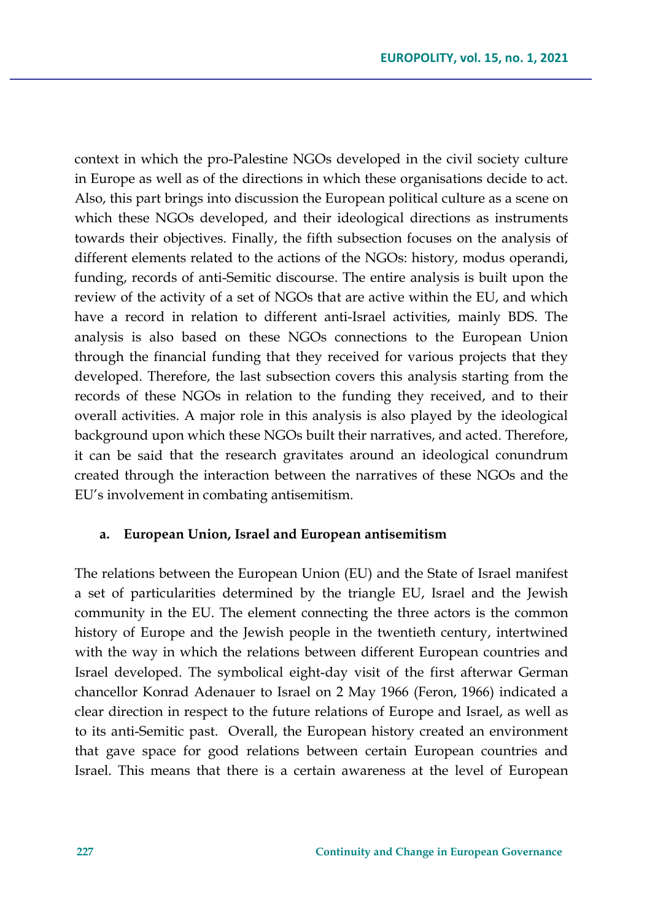context in which the pro-Palestine NGOs developed in the civil society culture in Europe as well as of the directions in which these organisations decide to act. Also, this part brings into discussion the European political culture as a scene on which these NGOs developed, and their ideological directions as instruments towards their objectives. Finally, the fifth subsection focuses on the analysis of different elements related to the actions of the NGOs: history, modus operandi, funding, records of anti-Semitic discourse. The entire analysis is built upon the review of the activity of a set of NGOs that are active within the EU, and which have a record in relation to different anti-Israel activities, mainly BDS. The analysis is also based on these NGOs connections to the European Union through the financial funding that they received for various projects that they developed. Therefore, the last subsection covers this analysis starting from the records of these NGOs in relation to the funding they received, and to their overall activities. A major role in this analysis is also played by the ideological background upon which these NGOs built their narratives, and acted. Therefore, it can be said that the research gravitates around an ideological conundrum created through the interaction between the narratives of these NGOs and the EU's involvement in combating antisemitism.

### a. European Union, Israel and European antisemitism

The relations between the European Union (EU) and the State of Israel manifest a set of particularities determined by the triangle EU, Israel and the Jewish community in the EU. The element connecting the three actors is the common history of Europe and the Jewish people in the twentieth century, intertwined with the way in which the relations between different European countries and Israel developed. The symbolical eight-day visit of the first afterwar German chancellor Konrad Adenauer to Israel on 2 May 1966 (Feron, 1966) indicated a clear direction in respect to the future relations of Europe and Israel, as well as to its anti-Semitic past. Overall, the European history created an environment that gave space for good relations between certain European countries and Israel. This means that there is a certain awareness at the level of European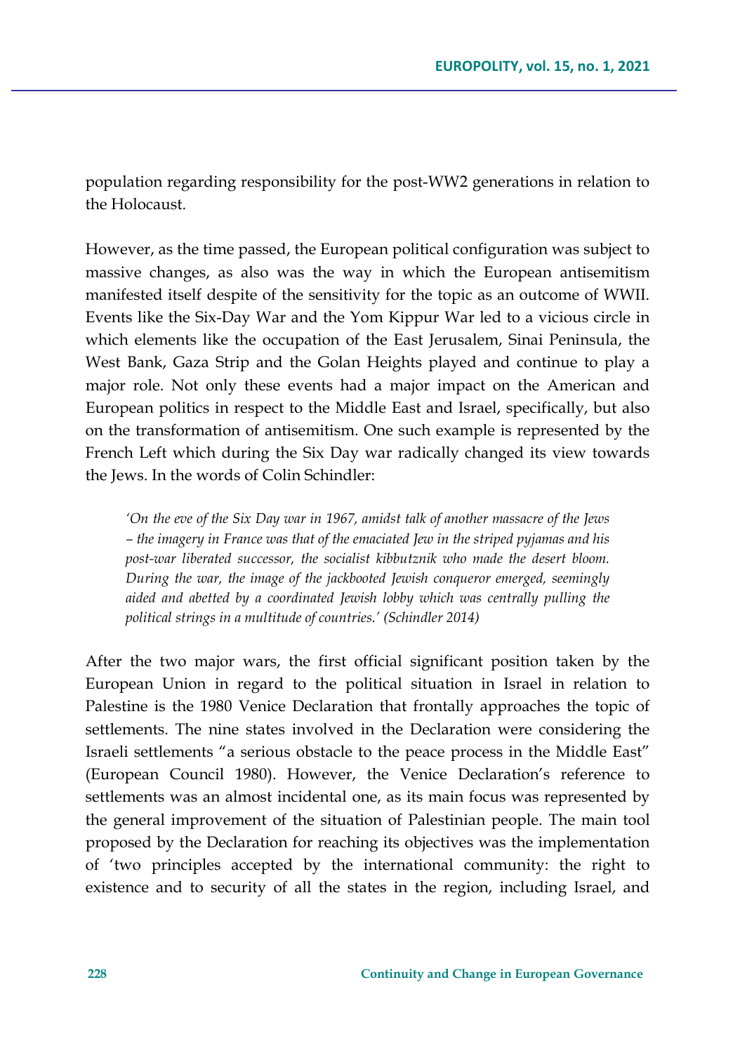population regarding responsibility for the post-WW2 generations in relation to the Holocaust.

However, as the time passed, the European political configuration was subject to massive changes, as also was the way in which the European antisemitism manifested itself despite of the sensitivity for the topic as an outcome of WWII. Events like the Six-Day War and the Yom Kippur War led to a vicious circle in which elements like the occupation of the East Jerusalem, Sinai Peninsula, the West Bank, Gaza Strip and the Golan Heights played and continue to play a major role. Not only these events had a major impact on the American and European politics in respect to the Middle East and Israel, specifically, but also on the transformation of antisemitism. One such example is represented by the French Left which during the Six Day war radically changed its view towards the Jews. In the words of Colin Schindler:

> *'On the eve of the Six Day war in 1967, amidst talk of another massacre of the Jews – the imagery in France was that of the emaciated Jew in the striped pyjamas and his post-war liberated successor, the socialist kibbutznik who made the desert bloom. During the war, the image of the jackbooted Jewish conqueror emerged, seemingly aided and abetted by a coordinated Jewish lobby which was centrally pulling the political strings in a multitude of countries.' (Schindler 2014)*

After the two major wars, the first official significant position taken by the European Union in regard to the political situation in Israel in relation to Palestine is the 1980 Venice Declaration that frontally approaches the topic of settlements. The nine states involved in the Declaration were considering the Israeli settlements "a serious obstacle to the peace process in the Middle East" (European Council 1980). However, the Venice Declaration's reference to settlements was an almost incidental one, as its main focus was represented by the general improvement of the situation of Palestinian people. The main tool proposed by the Declaration for reaching its objectives was the implementation of 'two principles accepted by the international community: the right to existence and to security of all the states in the region, including Israel, and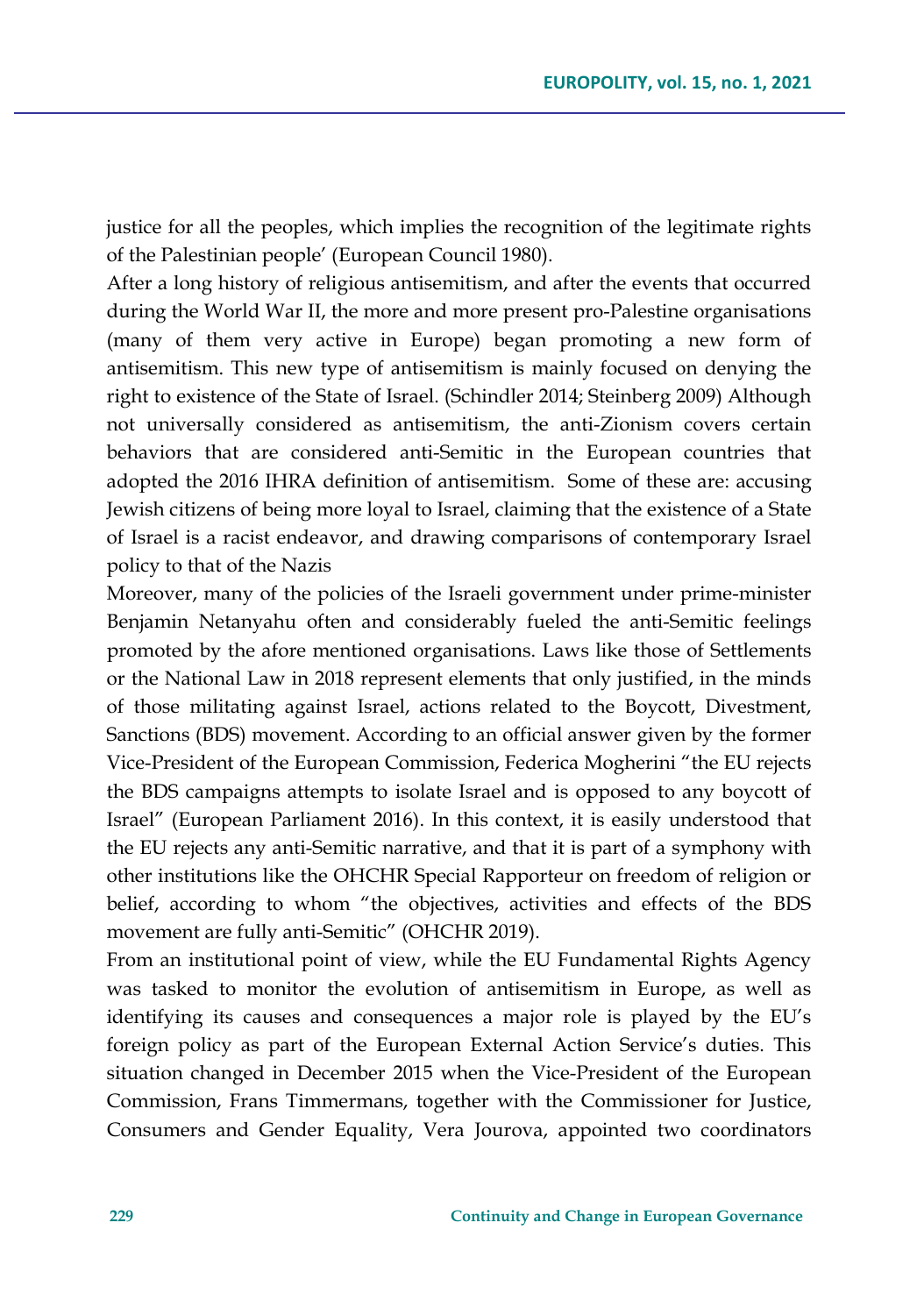justice for all the peoples, which implies the recognition of the legitimate rights of the Palestinian people' (European Council 1980).

After a long history of religious antisemitism, and after the events that occurred during the World War II, the more and more present pro-Palestine organisations (many of them very active in Europe) began promoting a new form of antisemitism. This new type of antisemitism is mainly focused on denying the right to existence of the State of Israel. (Schindler 2014; Steinberg 2009) Although not universally considered as antisemitism, the anti-Zionism covers certain behaviors that are considered anti-Semitic in the European countries that adopted the 2016 IHRA definition of antisemitism. Some of these are: accusing Jewish citizens of being more loyal to Israel, claiming that the existence of a State of Israel is a racist endeavor, and drawing comparisons of contemporary Israel policy to that of the Nazis

Moreover, many of the policies of the Israeli government under prime-minister Benjamin Netanyahu often and considerably fueled the anti-Semitic feelings promoted by the afore mentioned organisations. Laws like those of Settlements or the National Law in 2018 represent elements that only justified, in the minds of those militating against Israel, actions related to the Boycott, Divestment, Sanctions (BDS) movement. According to an official answer given by the former Vice-President of the European Commission, Federica Mogherini "the EU rejects the BDS campaigns attempts to isolate Israel and is opposed to any boycott of Israel" (European Parliament 2016). In this context, it is easily understood that the EU rejects any anti-Semitic narrative, and that it is part of a symphony with other institutions like the OHCHR Special Rapporteur on freedom of religion or belief, according to whom "the objectives, activities and effects of the BDS movement are fully anti-Semitic" (OHCHR 2019).

From an institutional point of view, while the EU Fundamental Rights Agency was tasked to monitor the evolution of antisemitism in Europe, as well as identifying its causes and consequences a major role is played by the EU's foreign policy as part of the European External Action Service's duties. This situation changed in December 2015 when the Vice-President of the European Commission, Frans Timmermans, together with the Commissioner for Justice, Consumers and Gender Equality, Vera Jourova, appointed two coordinators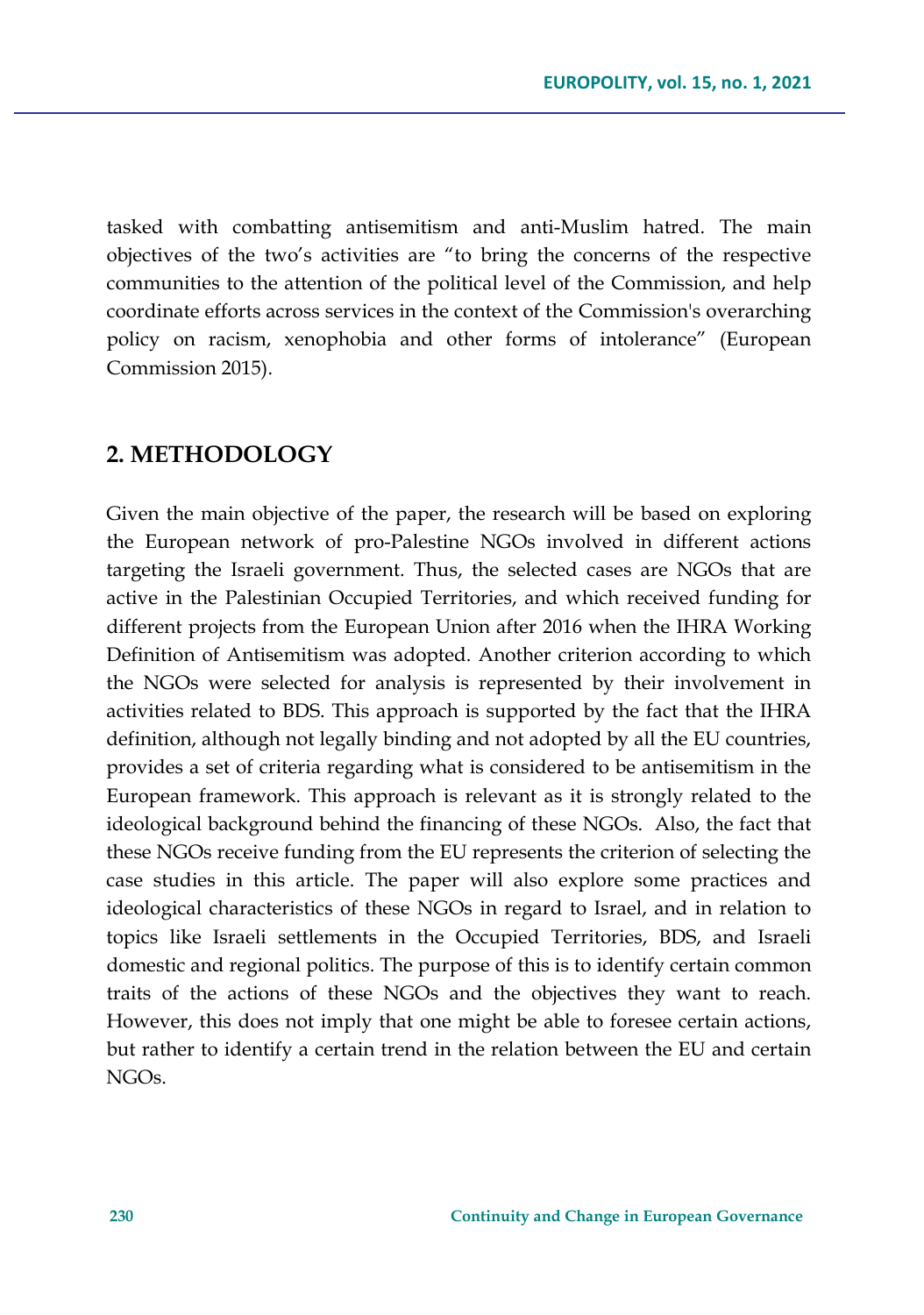tasked with combatting antisemitism and anti-Muslim hatred. The main objectives of the two's activities are "to bring the concerns of the respective communities to the attention of the political level of the Commission, and help coordinate efforts across services in the context of the Commission's overarching policy on racism, xenophobia and other forms of intolerance" (European Commission 2015).

## 2. METHODOLOGY

Given the main objective of the paper, the research will be based on exploring the European network of pro-Palestine NGOs involved in different actions targeting the Israeli government. Thus, the selected cases are NGOs that are active in the Palestinian Occupied Territories, and which received funding for different projects from the European Union after 2016 when the IHRA Working Definition of Antisemitism was adopted. Another criterion according to which the NGOs were selected for analysis is represented by their involvement in activities related to BDS. This approach is supported by the fact that the IHRA definition, although not legally binding and not adopted by all the EU countries, provides a set of criteria regarding what is considered to be antisemitism in the European framework. This approach is relevant as it is strongly related to the ideological background behind the financing of these NGOs. Also, the fact that these NGOs receive funding from the EU represents the criterion of selecting the case studies in this article. The paper will also explore some practices and ideological characteristics of these NGOs in regard to Israel, and in relation to topics like Israeli settlements in the Occupied Territories, BDS, and Israeli domestic and regional politics. The purpose of this is to identify certain common traits of the actions of these NGOs and the objectives they want to reach. However, this does not imply that one might be able to foresee certain actions, but rather to identify a certain trend in the relation between the EU and certain NGOs.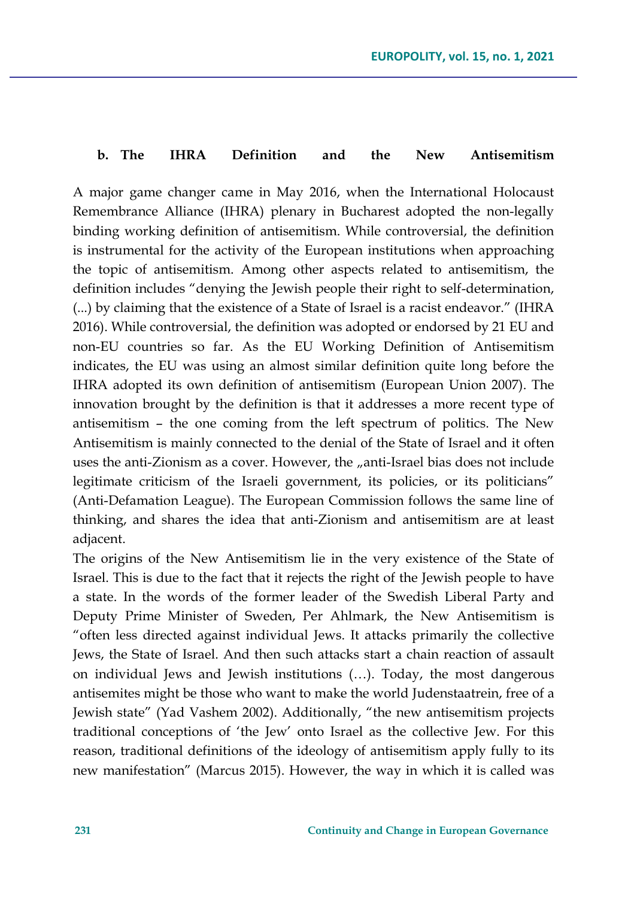### b. The IHRA Definition and the New Antisemitism

A major game changer came in May 2016, when the International Holocaust Remembrance Alliance (IHRA) plenary in Bucharest adopted the non-legally binding working definition of antisemitism. While controversial, the definition is instrumental for the activity of the European institutions when approaching the topic of antisemitism. Among other aspects related to antisemitism, the definition includes "denying the Jewish people their right to self-determination, (...) by claiming that the existence of a State of Israel is a racist endeavor." (IHRA 2016). While controversial, the definition was adopted or endorsed by 21 EU and non-EU countries so far. As the EU Working Definition of Antisemitism indicates, the EU was using an almost similar definition quite long before the IHRA adopted its own definition of antisemitism (European Union 2007). The innovation brought by the definition is that it addresses a more recent type of antisemitism – the one coming from the left spectrum of politics. The New Antisemitism is mainly connected to the denial of the State of Israel and it often uses the anti-Zionism as a cover. However, the „anti-Israel bias does not include legitimate criticism of the Israeli government, its policies, or its politicians" (Anti-Defamation League). The European Commission follows the same line of thinking, and shares the idea that anti-Zionism and antisemitism are at least adjacent.

The origins of the New Antisemitism lie in the very existence of the State of Israel. This is due to the fact that it rejects the right of the Jewish people to have a state. In the words of the former leader of the Swedish Liberal Party and Deputy Prime Minister of Sweden, Per Ahlmark, the New Antisemitism is "often less directed against individual Jews. It attacks primarily the collective Jews, the State of Israel. And then such attacks start a chain reaction of assault on individual Jews and Jewish institutions (…). Today, the most dangerous antisemites might be those who want to make the world Judenstaatrein, free of a Jewish state" (Yad Vashem 2002). Additionally, "the new antisemitism projects traditional conceptions of 'the Jew' onto Israel as the collective Jew. For this reason, traditional definitions of the ideology of antisemitism apply fully to its new manifestation" (Marcus 2015). However, the way in which it is called was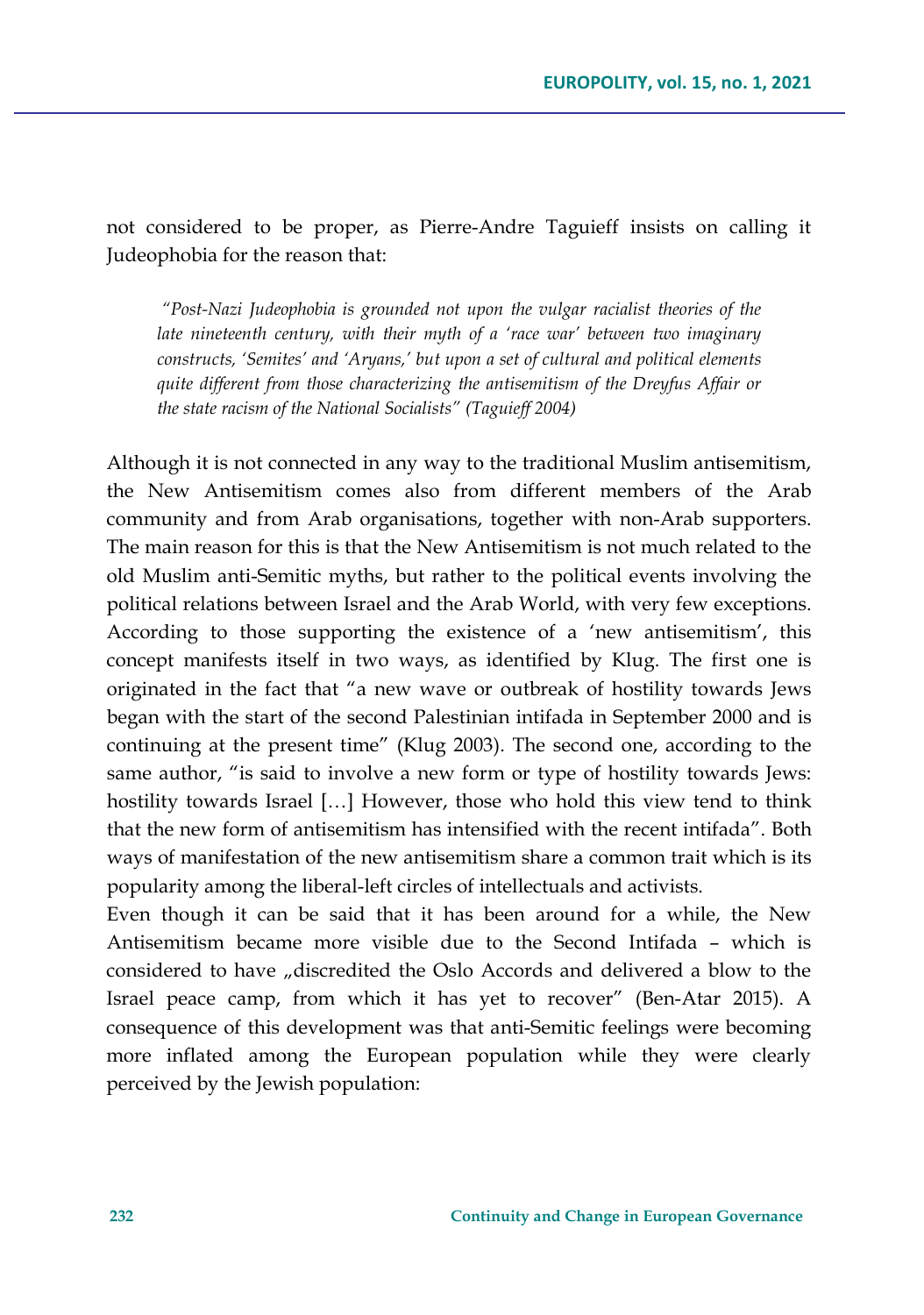not considered to be proper, as Pierre-Andre Taguieff insists on calling it Judeophobia for the reason that:

> *"Post-Nazi Judeophobia is grounded not upon the vulgar racialist theories of the late nineteenth century, with their myth of a 'race war' between two imaginary constructs, 'Semites' and 'Aryans,' but upon a set of cultural and political elements quite different from those characterizing the antisemitism of the Dreyfus Affair or the state racism of the National Socialists" (Taguieff 2004)*

Although it is not connected in any way to the traditional Muslim antisemitism, the New Antisemitism comes also from different members of the Arab community and from Arab organisations, together with non-Arab supporters. The main reason for this is that the New Antisemitism is not much related to the old Muslim anti-Semitic myths, but rather to the political events involving the political relations between Israel and the Arab World, with very few exceptions. According to those supporting the existence of a 'new antisemitism', this concept manifests itself in two ways, as identified by Klug. The first one is originated in the fact that "a new wave or outbreak of hostility towards Jews began with the start of the second Palestinian intifada in September 2000 and is continuing at the present time" (Klug 2003). The second one, according to the same author, "is said to involve a new form or type of hostility towards Jews: hostility towards Israel […] However, those who hold this view tend to think that the new form of antisemitism has intensified with the recent intifada". Both ways of manifestation of the new antisemitism share a common trait which is its popularity among the liberal-left circles of intellectuals and activists.

Even though it can be said that it has been around for a while, the New Antisemitism became more visible due to the Second Intifada – which is considered to have „discredited the Oslo Accords and delivered a blow to the Israel peace camp, from which it has yet to recover" (Ben-Atar 2015). A consequence of this development was that anti-Semitic feelings were becoming more inflated among the European population while they were clearly perceived by the Jewish population: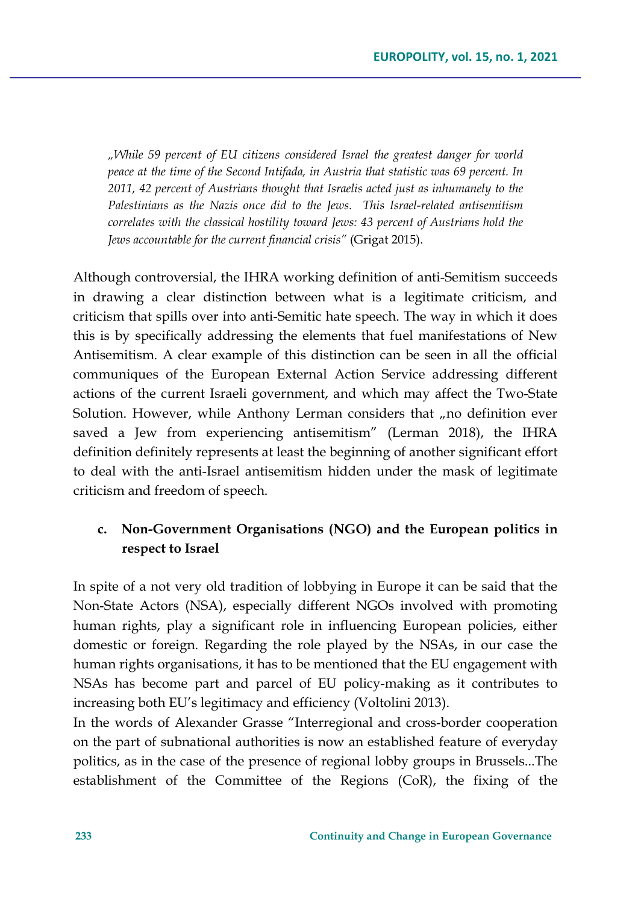*„While 59 percent of EU citizens considered Israel the greatest danger for world peace at the time of the Second Intifada, in Austria that statistic was 69 percent. In 2011, 42 percent of Austrians thought that Israelis acted just as inhumanely to the Palestinians as the Nazis once did to the Jews. This Israel-related antisemitism correlates with the classical hostility toward Jews: 43 percent of Austrians hold the Jews accountable for the current financial crisis"* (Grigat 2015).

Although controversial, the IHRA working definition of anti-Semitism succeeds in drawing a clear distinction between what is a legitimate criticism, and criticism that spills over into anti-Semitic hate speech. The way in which it does this is by specifically addressing the elements that fuel manifestations of New Antisemitism. A clear example of this distinction can be seen in all the official communiques of the European External Action Service addressing different actions of the current Israeli government, and which may affect the Two-State Solution. However, while Anthony Lerman considers that „no definition ever saved a Jew from experiencing antisemitism" (Lerman 2018), the IHRA definition definitely represents at least the beginning of another significant effort to deal with the anti-Israel antisemitism hidden under the mask of legitimate criticism and freedom of speech.

### c. Non-Government Organisations (NGO) and the European politics in respect to Israel

In spite of a not very old tradition of lobbying in Europe it can be said that the Non-State Actors (NSA), especially different NGOs involved with promoting human rights, play a significant role in influencing European policies, either domestic or foreign. Regarding the role played by the NSAs, in our case the human rights organisations, it has to be mentioned that the EU engagement with NSAs has become part and parcel of EU policy-making as it contributes to increasing both EU's legitimacy and efficiency (Voltolini 2013).

In the words of Alexander Grasse "Interregional and cross-border cooperation on the part of subnational authorities is now an established feature of everyday politics, as in the case of the presence of regional lobby groups in Brussels...The establishment of the Committee of the Regions (CoR), the fixing of the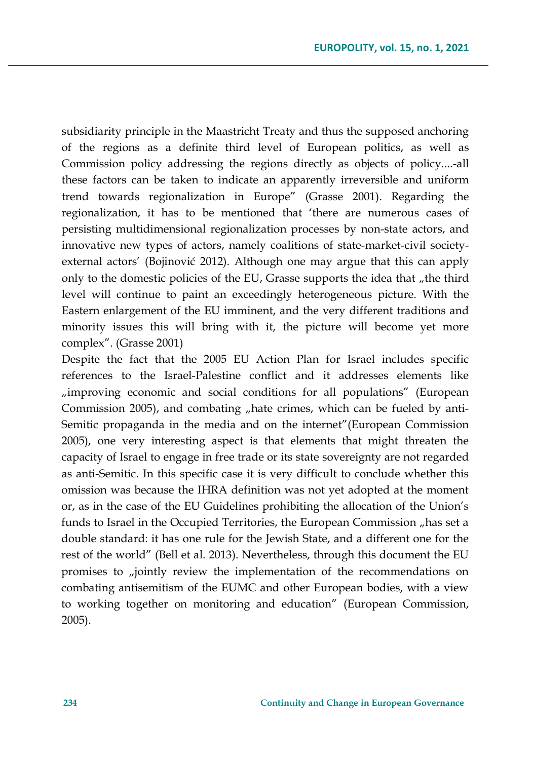subsidiarity principle in the Maastricht Treaty and thus the supposed anchoring of the regions as a definite third level of European politics, as well as Commission policy addressing the regions directly as objects of policy....-all these factors can be taken to indicate an apparently irreversible and uniform trend towards regionalization in Europe" (Grasse 2001). Regarding the regionalization, it has to be mentioned that 'there are numerous cases of persisting multidimensional regionalization processes by non-state actors, and innovative new types of actors, namely coalitions of state-market-civil society-external actors' (Bojinović 2012). Although one may argue that this can apply only to the domestic policies of the EU, Grasse supports the idea that „the third level will continue to paint an exceedingly heterogeneous picture. With the Eastern enlargement of the EU imminent, and the very different traditions and minority issues this will bring with it, the picture will become yet more complex". (Grasse 2001)

Despite the fact that the 2005 EU Action Plan for Israel includes specific references to the Israel-Palestine conflict and it addresses elements like „improving economic and social conditions for all populations" (European Commission 2005), and combating „hate crimes, which can be fueled by anti-Semitic propaganda in the media and on the internet"(European Commission 2005), one very interesting aspect is that elements that might threaten the capacity of Israel to engage in free trade or its state sovereignty are not regarded as anti-Semitic. In this specific case it is very difficult to conclude whether this omission was because the IHRA definition was not yet adopted at the moment or, as in the case of the EU Guidelines prohibiting the allocation of the Union's funds to Israel in the Occupied Territories, the European Commission „has set a double standard: it has one rule for the Jewish State, and a different one for the rest of the world" (Bell et al. 2013). Nevertheless, through this document the EU promises to „jointly review the implementation of the recommendations on combating antisemitism of the EUMC and other European bodies, with a view to working together on monitoring and education" (European Commission, 2005).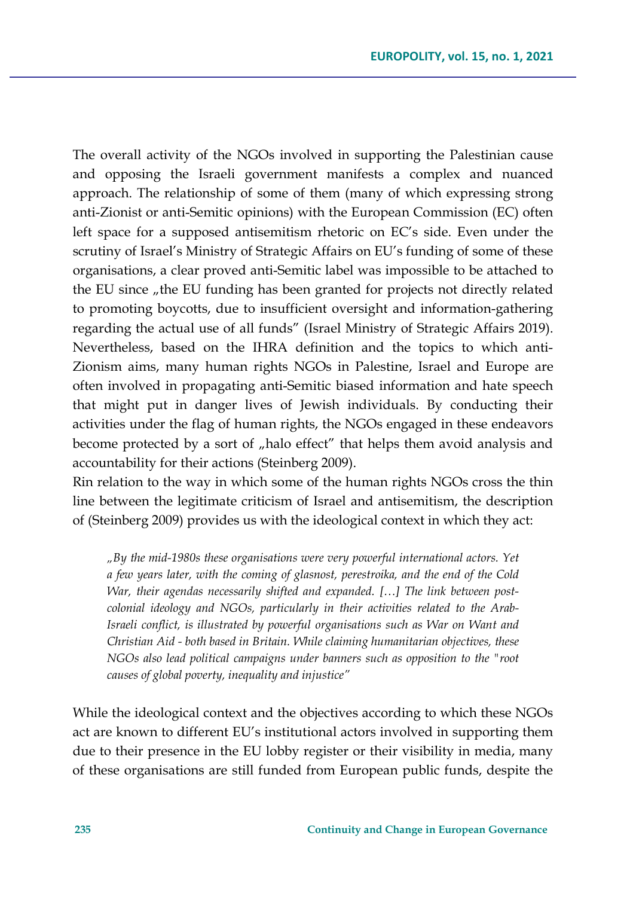The overall activity of the NGOs involved in supporting the Palestinian cause and opposing the Israeli government manifests a complex and nuanced approach. The relationship of some of them (many of which expressing strong anti-Zionist or anti-Semitic opinions) with the European Commission (EC) often left space for a supposed antisemitism rhetoric on EC's side. Even under the scrutiny of Israel's Ministry of Strategic Affairs on EU's funding of some of these organisations, a clear proved anti-Semitic label was impossible to be attached to the EU since „the EU funding has been granted for projects not directly related to promoting boycotts, due to insufficient oversight and information-gathering regarding the actual use of all funds" (Israel Ministry of Strategic Affairs 2019). Nevertheless, based on the IHRA definition and the topics to which anti-Zionism aims, many human rights NGOs in Palestine, Israel and Europe are often involved in propagating anti-Semitic biased information and hate speech that might put in danger lives of Jewish individuals. By conducting their activities under the flag of human rights, the NGOs engaged in these endeavors become protected by a sort of „halo effect" that helps them avoid analysis and accountability for their actions (Steinberg 2009).

Rin relation to the way in which some of the human rights NGOs cross the thin line between the legitimate criticism of Israel and antisemitism, the description of (Steinberg 2009) provides us with the ideological context in which they act:

> *„By the mid-1980s these organisations were very powerful international actors. Yet a few years later, with the coming of glasnost, perestroika, and the end of the Cold War, their agendas necessarily shifted and expanded. […] The link between post-colonial ideology and NGOs, particularly in their activities related to the Arab-Israeli conflict, is illustrated by powerful organisations such as War on Want and Christian Aid - both based in Britain. While claiming humanitarian objectives, these NGOs also lead political campaigns under banners such as opposition to the "root causes of global poverty, inequality and injustice"*

While the ideological context and the objectives according to which these NGOs act are known to different EU's institutional actors involved in supporting them due to their presence in the EU lobby register or their visibility in media, many of these organisations are still funded from European public funds, despite the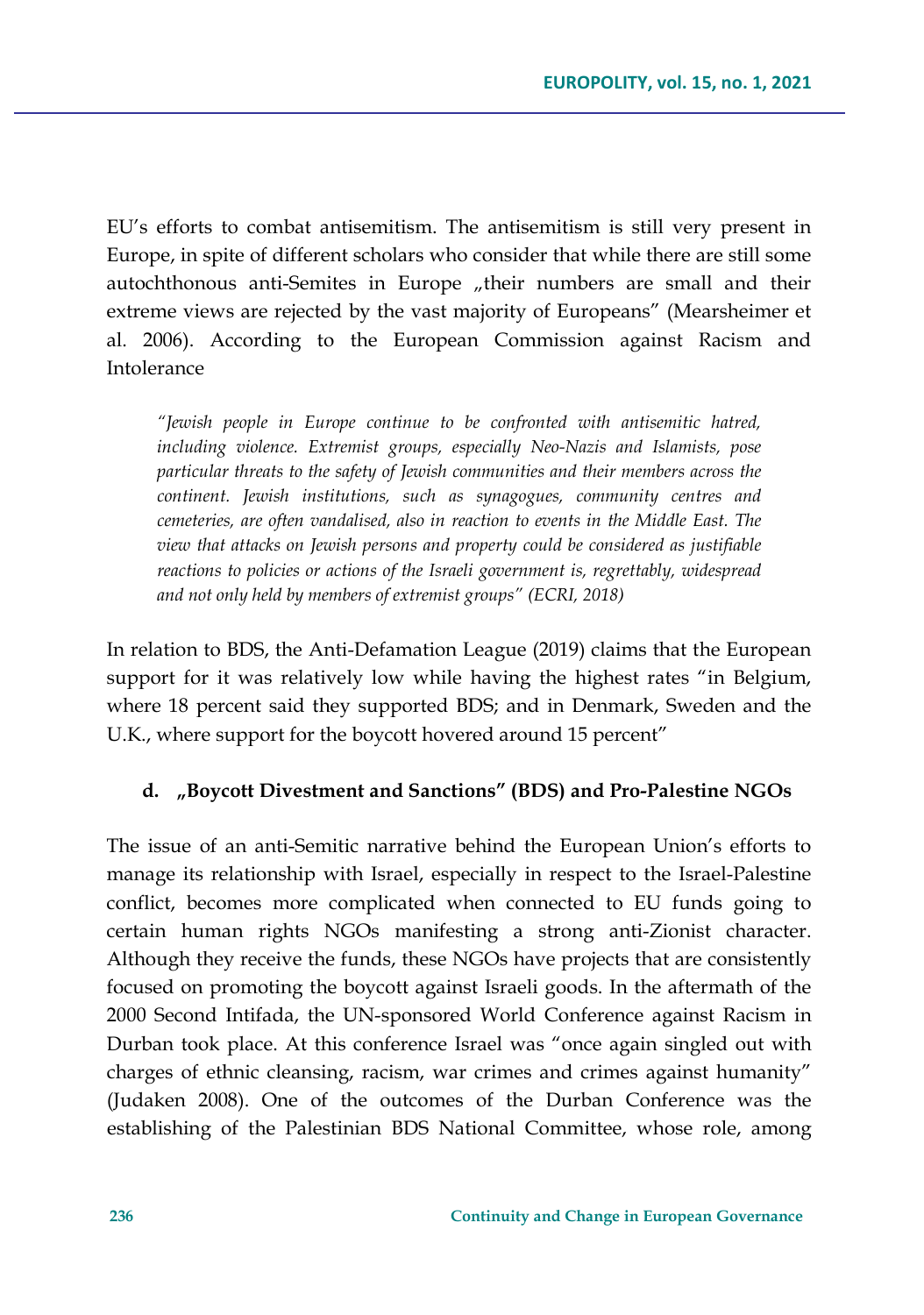EU's efforts to combat antisemitism. The antisemitism is still very present in Europe, in spite of different scholars who consider that while there are still some autochthonous anti-Semites in Europe „their numbers are small and their extreme views are rejected by the vast majority of Europeans" (Mearsheimer et al. 2006). According to the European Commission against Racism and Intolerance

> *"Jewish people in Europe continue to be confronted with antisemitic hatred, including violence. Extremist groups, especially Neo-Nazis and Islamists, pose particular threats to the safety of Jewish communities and their members across the continent. Jewish institutions, such as synagogues, community centres and cemeteries, are often vandalised, also in reaction to events in the Middle East. The view that attacks on Jewish persons and property could be considered as justifiable reactions to policies or actions of the Israeli government is, regrettably, widespread and not only held by members of extremist groups" (ECRI, 2018)*

In relation to BDS, the Anti-Defamation League (2019) claims that the European support for it was relatively low while having the highest rates "in Belgium, where 18 percent said they supported BDS; and in Denmark, Sweden and the U.K., where support for the boycott hovered around 15 percent"

#### d. „Boycott Divestment and Sanctions" (BDS) and Pro-Palestine NGOs

The issue of an anti-Semitic narrative behind the European Union's efforts to manage its relationship with Israel, especially in respect to the Israel-Palestine conflict, becomes more complicated when connected to EU funds going to certain human rights NGOs manifesting a strong anti-Zionist character. Although they receive the funds, these NGOs have projects that are consistently focused on promoting the boycott against Israeli goods. In the aftermath of the 2000 Second Intifada, the UN-sponsored World Conference against Racism in Durban took place. At this conference Israel was "once again singled out with charges of ethnic cleansing, racism, war crimes and crimes against humanity" (Judaken 2008). One of the outcomes of the Durban Conference was the establishing of the Palestinian BDS National Committee, whose role, among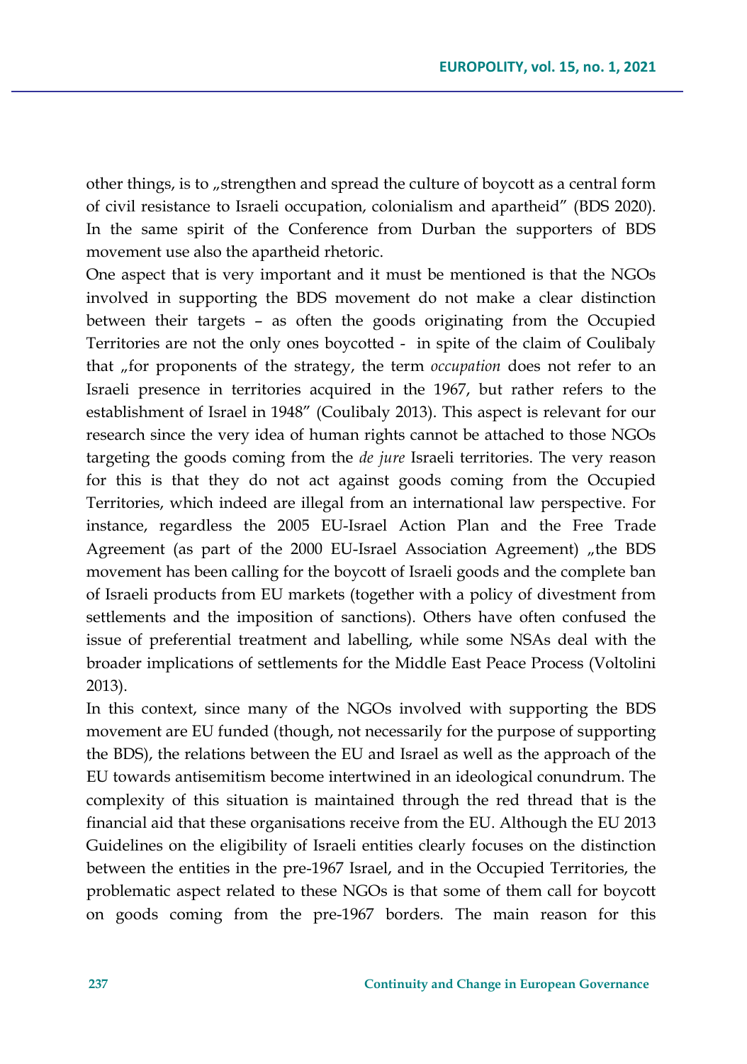other things, is to „strengthen and spread the culture of boycott as a central form of civil resistance to Israeli occupation, colonialism and apartheid" (BDS 2020). In the same spirit of the Conference from Durban the supporters of BDS movement use also the apartheid rhetoric.

One aspect that is very important and it must be mentioned is that the NGOs involved in supporting the BDS movement do not make a clear distinction between their targets – as often the goods originating from the Occupied Territories are not the only ones boycotted - in spite of the claim of Coulibaly that „for proponents of the strategy, the term *occupation* does not refer to an Israeli presence in territories acquired in the 1967, but rather refers to the establishment of Israel in 1948" (Coulibaly 2013). This aspect is relevant for our research since the very idea of human rights cannot be attached to those NGOs targeting the goods coming from the *de jure* Israeli territories. The very reason for this is that they do not act against goods coming from the Occupied Territories, which indeed are illegal from an international law perspective. For instance, regardless the 2005 EU-Israel Action Plan and the Free Trade Agreement (as part of the 2000 EU-Israel Association Agreement) „the BDS movement has been calling for the boycott of Israeli goods and the complete ban of Israeli products from EU markets (together with a policy of divestment from settlements and the imposition of sanctions). Others have often confused the issue of preferential treatment and labelling, while some NSAs deal with the broader implications of settlements for the Middle East Peace Process (Voltolini 2013).

In this context, since many of the NGOs involved with supporting the BDS movement are EU funded (though, not necessarily for the purpose of supporting the BDS), the relations between the EU and Israel as well as the approach of the EU towards antisemitism become intertwined in an ideological conundrum. The complexity of this situation is maintained through the red thread that is the financial aid that these organisations receive from the EU. Although the EU 2013 Guidelines on the eligibility of Israeli entities clearly focuses on the distinction between the entities in the pre-1967 Israel, and in the Occupied Territories, the problematic aspect related to these NGOs is that some of them call for boycott on goods coming from the pre-1967 borders. The main reason for this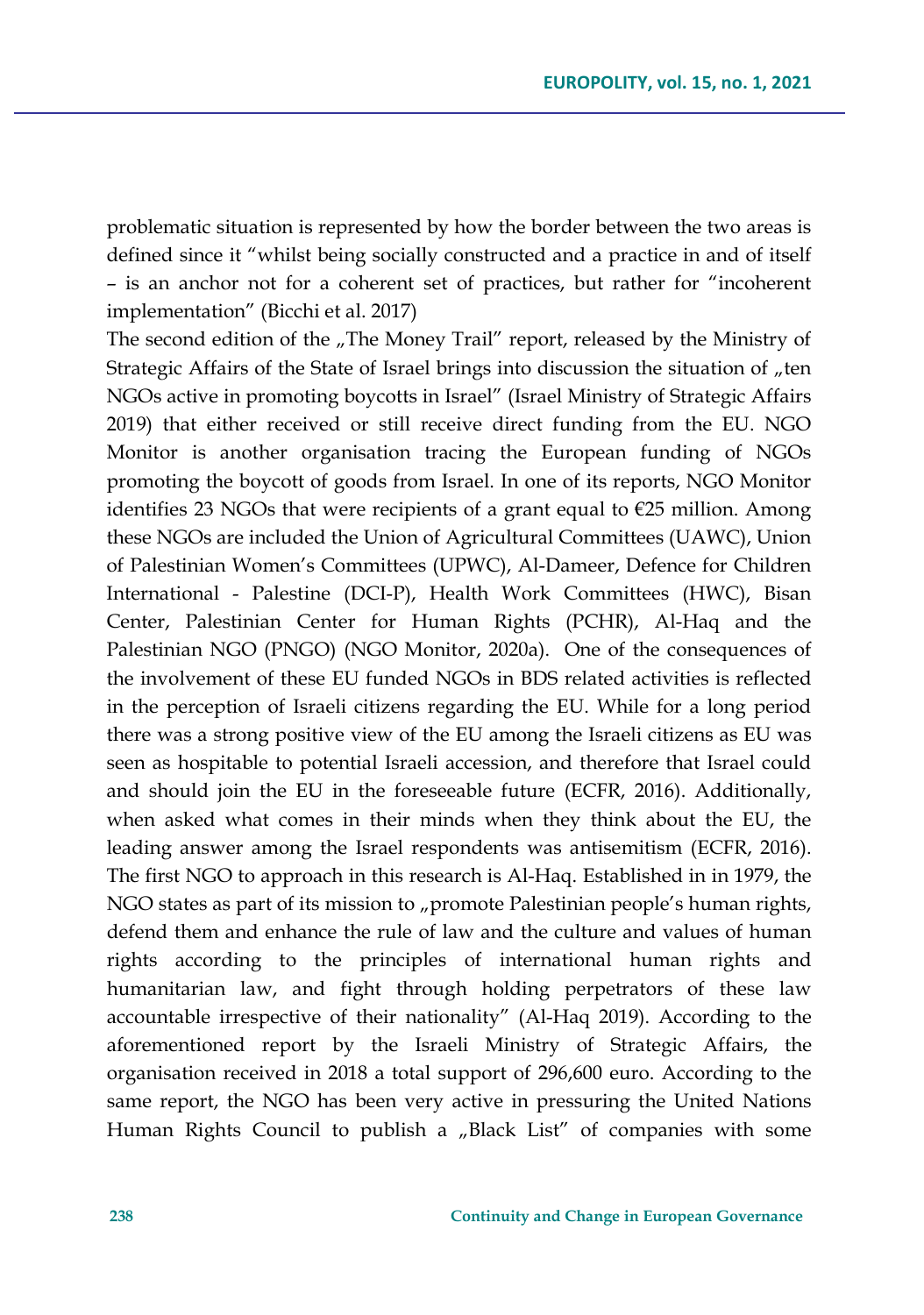problematic situation is represented by how the border between the two areas is defined since it "whilst being socially constructed and a practice in and of itself – is an anchor not for a coherent set of practices, but rather for "incoherent implementation" (Bicchi et al. 2017)

The second edition of the „The Money Trail" report, released by the Ministry of Strategic Affairs of the State of Israel brings into discussion the situation of „ten NGOs active in promoting boycotts in Israel" (Israel Ministry of Strategic Affairs 2019) that either received or still receive direct funding from the EU. NGO Monitor is another organisation tracing the European funding of NGOs promoting the boycott of goods from Israel. In one of its reports, NGO Monitor identifies 23 NGOs that were recipients of a grant equal to €25 million. Among these NGOs are included the Union of Agricultural Committees (UAWC), Union of Palestinian Women's Committees (UPWC), Al-Dameer, Defence for Children International - Palestine (DCI-P), Health Work Committees (HWC), Bisan Center, Palestinian Center for Human Rights (PCHR), Al-Haq and the Palestinian NGO (PNGO) (NGO Monitor, 2020a). One of the consequences of the involvement of these EU funded NGOs in BDS related activities is reflected in the perception of Israeli citizens regarding the EU. While for a long period there was a strong positive view of the EU among the Israeli citizens as EU was seen as hospitable to potential Israeli accession, and therefore that Israel could and should join the EU in the foreseeable future (ECFR, 2016). Additionally, when asked what comes in their minds when they think about the EU, the leading answer among the Israel respondents was antisemitism (ECFR, 2016). The first NGO to approach in this research is Al-Haq. Established in in 1979, the NGO states as part of its mission to „promote Palestinian people's human rights, defend them and enhance the rule of law and the culture and values of human rights according to the principles of international human rights and humanitarian law, and fight through holding perpetrators of these law accountable irrespective of their nationality" (Al-Haq 2019). According to the aforementioned report by the Israeli Ministry of Strategic Affairs, the organisation received in 2018 a total support of 296,600 euro. According to the same report, the NGO has been very active in pressuring the United Nations Human Rights Council to publish a „Black List" of companies with some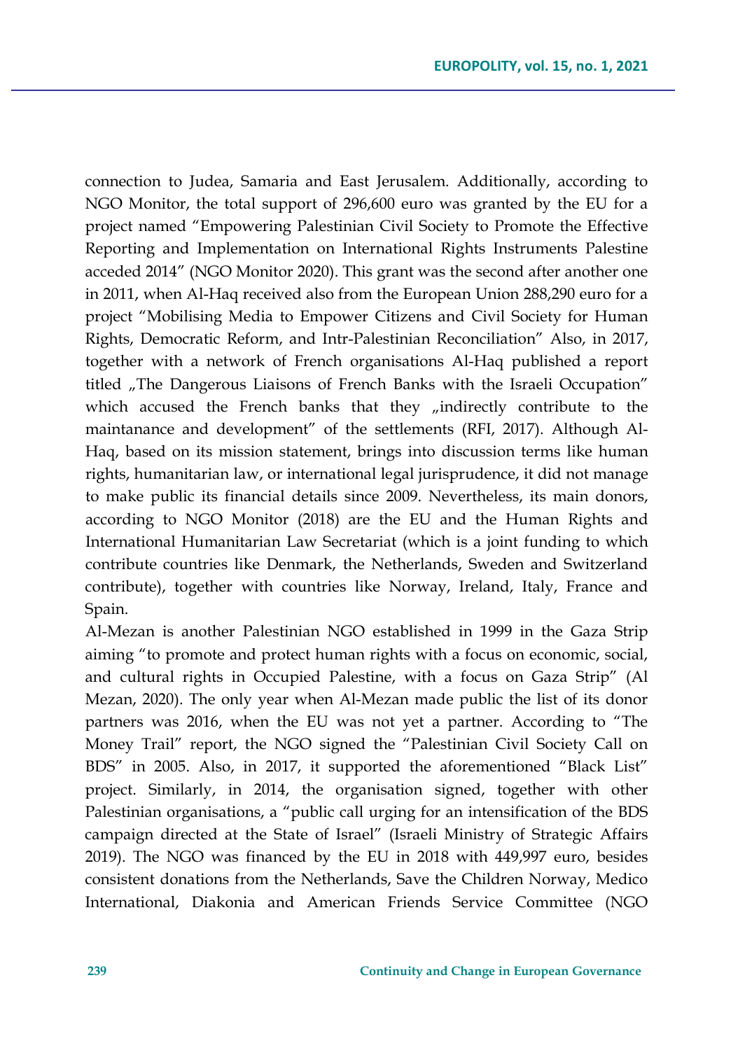connection to Judea, Samaria and East Jerusalem. Additionally, according to NGO Monitor, the total support of 296,600 euro was granted by the EU for a project named "Empowering Palestinian Civil Society to Promote the Effective Reporting and Implementation on International Rights Instruments Palestine acceded 2014" (NGO Monitor 2020). This grant was the second after another one in 2011, when Al-Haq received also from the European Union 288,290 euro for a project "Mobilising Media to Empower Citizens and Civil Society for Human Rights, Democratic Reform, and Intr-Palestinian Reconciliation" Also, in 2017, together with a network of French organisations Al-Haq published a report titled „The Dangerous Liaisons of French Banks with the Israeli Occupation" which accused the French banks that they „indirectly contribute to the maintanance and development" of the settlements (RFI, 2017). Although Al-Haq, based on its mission statement, brings into discussion terms like human rights, humanitarian law, or international legal jurisprudence, it did not manage to make public its financial details since 2009. Nevertheless, its main donors, according to NGO Monitor (2018) are the EU and the Human Rights and International Humanitarian Law Secretariat (which is a joint funding to which contribute countries like Denmark, the Netherlands, Sweden and Switzerland contribute), together with countries like Norway, Ireland, Italy, France and Spain.

Al-Mezan is another Palestinian NGO established in 1999 in the Gaza Strip aiming "to promote and protect human rights with a focus on economic, social, and cultural rights in Occupied Palestine, with a focus on Gaza Strip" (Al Mezan, 2020). The only year when Al-Mezan made public the list of its donor partners was 2016, when the EU was not yet a partner. According to "The Money Trail" report, the NGO signed the "Palestinian Civil Society Call on BDS" in 2005. Also, in 2017, it supported the aforementioned "Black List" project. Similarly, in 2014, the organisation signed, together with other Palestinian organisations, a "public call urging for an intensification of the BDS campaign directed at the State of Israel" (Israeli Ministry of Strategic Affairs 2019). The NGO was financed by the EU in 2018 with 449,997 euro, besides consistent donations from the Netherlands, Save the Children Norway, Medico International, Diakonia and American Friends Service Committee (NGO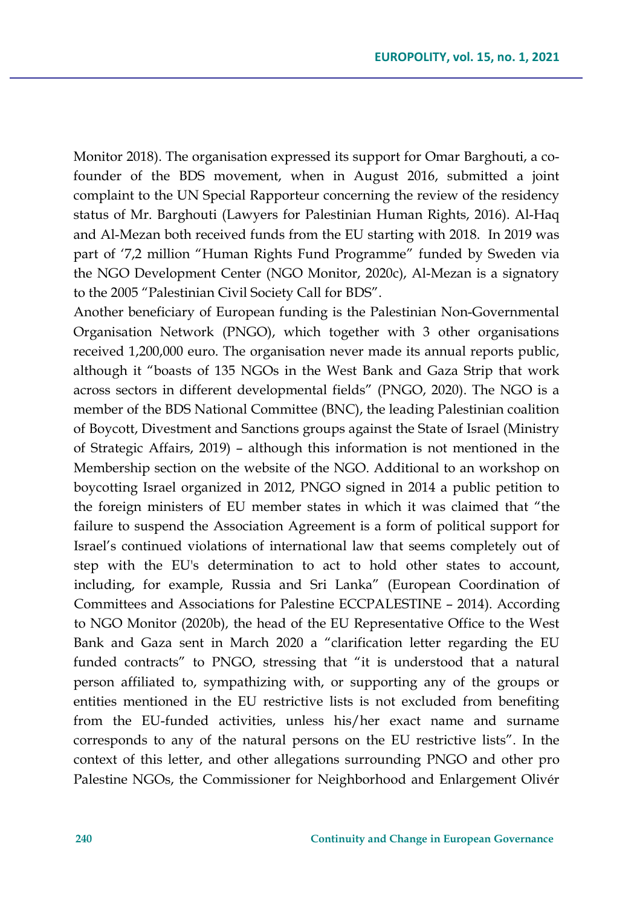Monitor 2018). The organisation expressed its support for Omar Barghouti, a co-founder of the BDS movement, when in August 2016, submitted a joint complaint to the UN Special Rapporteur concerning the review of the residency status of Mr. Barghouti (Lawyers for Palestinian Human Rights, 2016). Al-Haq and Al-Mezan both received funds from the EU starting with 2018. In 2019 was part of '7,2 million "Human Rights Fund Programme" funded by Sweden via the NGO Development Center (NGO Monitor, 2020c), Al-Mezan is a signatory to the 2005 "Palestinian Civil Society Call for BDS".

Another beneficiary of European funding is the Palestinian Non-Governmental Organisation Network (PNGO), which together with 3 other organisations received 1,200,000 euro. The organisation never made its annual reports public, although it "boasts of 135 NGOs in the West Bank and Gaza Strip that work across sectors in different developmental fields" (PNGO, 2020). The NGO is a member of the BDS National Committee (BNC), the leading Palestinian coalition of Boycott, Divestment and Sanctions groups against the State of Israel (Ministry of Strategic Affairs, 2019) – although this information is not mentioned in the Membership section on the website of the NGO. Additional to an workshop on boycotting Israel organized in 2012, PNGO signed in 2014 a public petition to the foreign ministers of EU member states in which it was claimed that "the failure to suspend the Association Agreement is a form of political support for Israel's continued violations of international law that seems completely out of step with the EU's determination to act to hold other states to account, including, for example, Russia and Sri Lanka" (European Coordination of Committees and Associations for Palestine ECCPALESTINE – 2014). According to NGO Monitor (2020b), the head of the EU Representative Office to the West Bank and Gaza sent in March 2020 a "clarification letter regarding the EU funded contracts" to PNGO, stressing that "it is understood that a natural person affiliated to, sympathizing with, or supporting any of the groups or entities mentioned in the EU restrictive lists is not excluded from benefiting from the EU-funded activities, unless his/her exact name and surname corresponds to any of the natural persons on the EU restrictive lists". In the context of this letter, and other allegations surrounding PNGO and other pro Palestine NGOs, the Commissioner for Neighborhood and Enlargement Olivér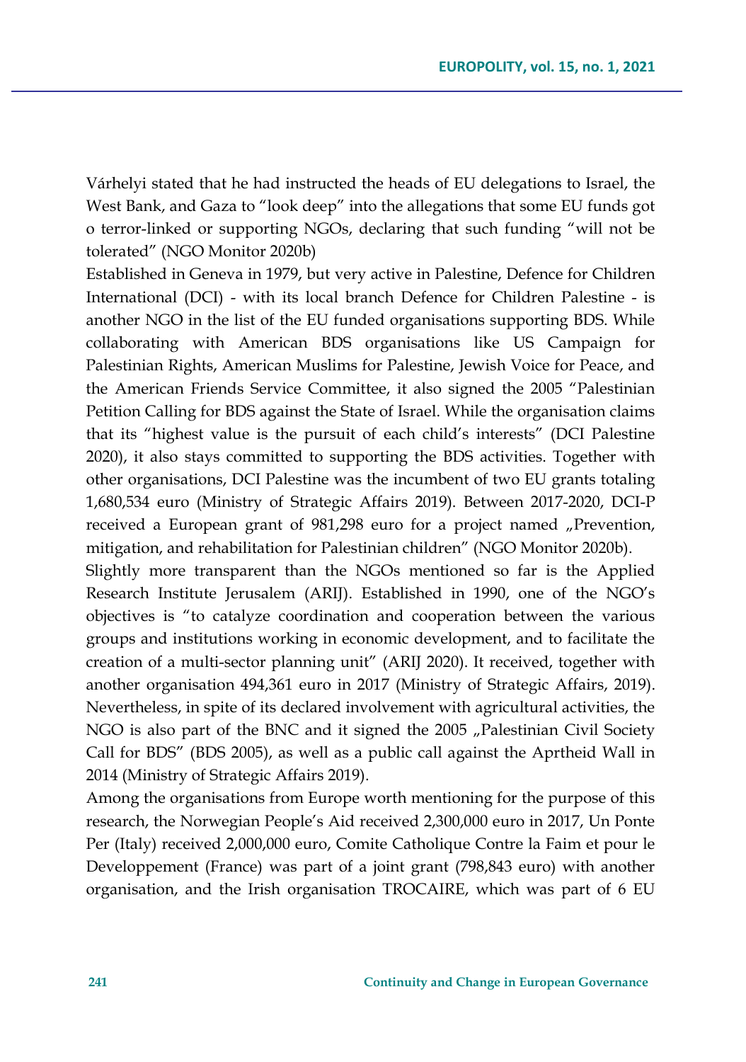Várhelyi stated that he had instructed the heads of EU delegations to Israel, the West Bank, and Gaza to "look deep" into the allegations that some EU funds got o terror-linked or supporting NGOs, declaring that such funding "will not be tolerated" (NGO Monitor 2020b)

Established in Geneva in 1979, but very active in Palestine, Defence for Children International (DCI) - with its local branch Defence for Children Palestine - is another NGO in the list of the EU funded organisations supporting BDS. While collaborating with American BDS organisations like US Campaign for Palestinian Rights, American Muslims for Palestine, Jewish Voice for Peace, and the American Friends Service Committee, it also signed the 2005 "Palestinian Petition Calling for BDS against the State of Israel. While the organisation claims that its "highest value is the pursuit of each child's interests" (DCI Palestine 2020), it also stays committed to supporting the BDS activities. Together with other organisations, DCI Palestine was the incumbent of two EU grants totaling 1,680,534 euro (Ministry of Strategic Affairs 2019). Between 2017-2020, DCI-P received a European grant of 981,298 euro for a project named „Prevention, mitigation, and rehabilitation for Palestinian children" (NGO Monitor 2020b).

Slightly more transparent than the NGOs mentioned so far is the Applied Research Institute Jerusalem (ARIJ). Established in 1990, one of the NGO's objectives is "to catalyze coordination and cooperation between the various groups and institutions working in economic development, and to facilitate the creation of a multi-sector planning unit" (ARIJ 2020). It received, together with another organisation 494,361 euro in 2017 (Ministry of Strategic Affairs, 2019). Nevertheless, in spite of its declared involvement with agricultural activities, the NGO is also part of the BNC and it signed the 2005 „Palestinian Civil Society Call for BDS" (BDS 2005), as well as a public call against the Aprtheid Wall in 2014 (Ministry of Strategic Affairs 2019).

Among the organisations from Europe worth mentioning for the purpose of this research, the Norwegian People's Aid received 2,300,000 euro in 2017, Un Ponte Per (Italy) received 2,000,000 euro, Comite Catholique Contre la Faim et pour le Developpement (France) was part of a joint grant (798,843 euro) with another organisation, and the Irish organisation TROCAIRE, which was part of 6 EU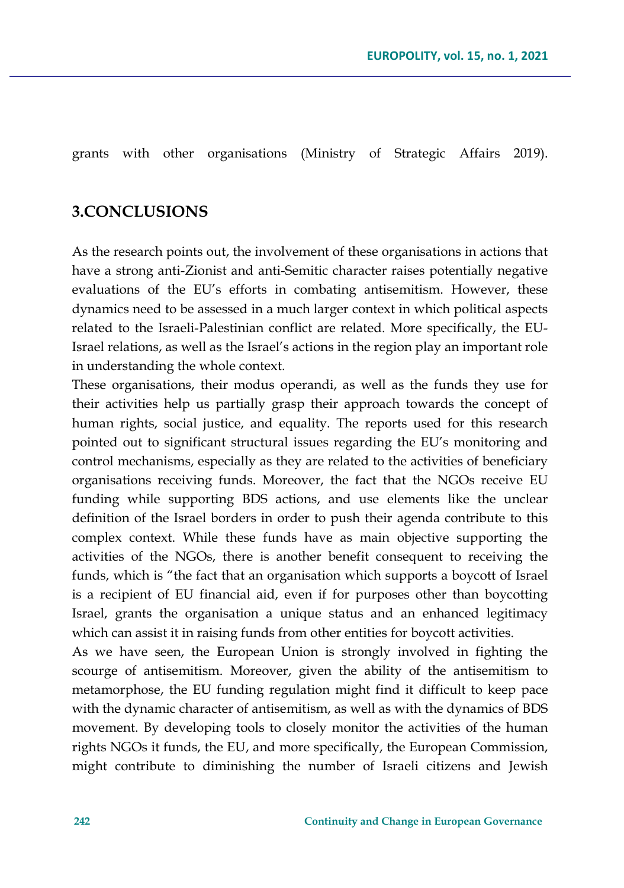grants with other organisations (Ministry of Strategic Affairs 2019).

## 3.CONCLUSIONS

As the research points out, the involvement of these organisations in actions that have a strong anti-Zionist and anti-Semitic character raises potentially negative evaluations of the EU's efforts in combating antisemitism. However, these dynamics need to be assessed in a much larger context in which political aspects related to the Israeli-Palestinian conflict are related. More specifically, the EU-Israel relations, as well as the Israel's actions in the region play an important role in understanding the whole context.

These organisations, their modus operandi, as well as the funds they use for their activities help us partially grasp their approach towards the concept of human rights, social justice, and equality. The reports used for this research pointed out to significant structural issues regarding the EU's monitoring and control mechanisms, especially as they are related to the activities of beneficiary organisations receiving funds. Moreover, the fact that the NGOs receive EU funding while supporting BDS actions, and use elements like the unclear definition of the Israel borders in order to push their agenda contribute to this complex context. While these funds have as main objective supporting the activities of the NGOs, there is another benefit consequent to receiving the funds, which is "the fact that an organisation which supports a boycott of Israel is a recipient of EU financial aid, even if for purposes other than boycotting Israel, grants the organisation a unique status and an enhanced legitimacy which can assist it in raising funds from other entities for boycott activities.

As we have seen, the European Union is strongly involved in fighting the scourge of antisemitism. Moreover, given the ability of the antisemitism to metamorphose, the EU funding regulation might find it difficult to keep pace with the dynamic character of antisemitism, as well as with the dynamics of BDS movement. By developing tools to closely monitor the activities of the human rights NGOs it funds, the EU, and more specifically, the European Commission, might contribute to diminishing the number of Israeli citizens and Jewish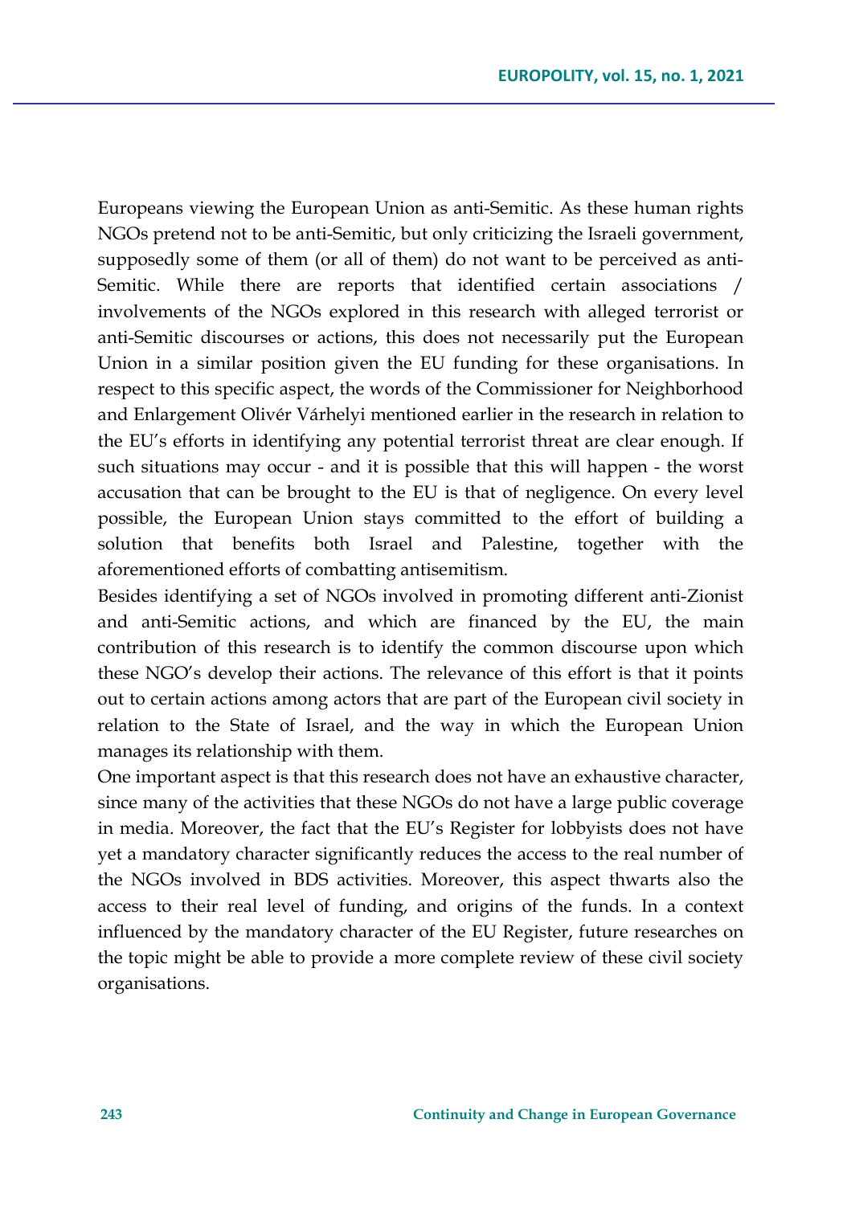Europeans viewing the European Union as anti-Semitic. As these human rights NGOs pretend not to be anti-Semitic, but only criticizing the Israeli government, supposedly some of them (or all of them) do not want to be perceived as anti-Semitic. While there are reports that identified certain associations / involvements of the NGOs explored in this research with alleged terrorist or anti-Semitic discourses or actions, this does not necessarily put the European Union in a similar position given the EU funding for these organisations. In respect to this specific aspect, the words of the Commissioner for Neighborhood and Enlargement Olivér Várhelyi mentioned earlier in the research in relation to the EU's efforts in identifying any potential terrorist threat are clear enough. If such situations may occur - and it is possible that this will happen - the worst accusation that can be brought to the EU is that of negligence. On every level possible, the European Union stays committed to the effort of building a solution that benefits both Israel and Palestine, together with the aforementioned efforts of combatting antisemitism.

Besides identifying a set of NGOs involved in promoting different anti-Zionist and anti-Semitic actions, and which are financed by the EU, the main contribution of this research is to identify the common discourse upon which these NGO's develop their actions. The relevance of this effort is that it points out to certain actions among actors that are part of the European civil society in relation to the State of Israel, and the way in which the European Union manages its relationship with them.

One important aspect is that this research does not have an exhaustive character, since many of the activities that these NGOs do not have a large public coverage in media. Moreover, the fact that the EU's Register for lobbyists does not have yet a mandatory character significantly reduces the access to the real number of the NGOs involved in BDS activities. Moreover, this aspect thwarts also the access to their real level of funding, and origins of the funds. In a context influenced by the mandatory character of the EU Register, future researches on the topic might be able to provide a more complete review of these civil society organisations.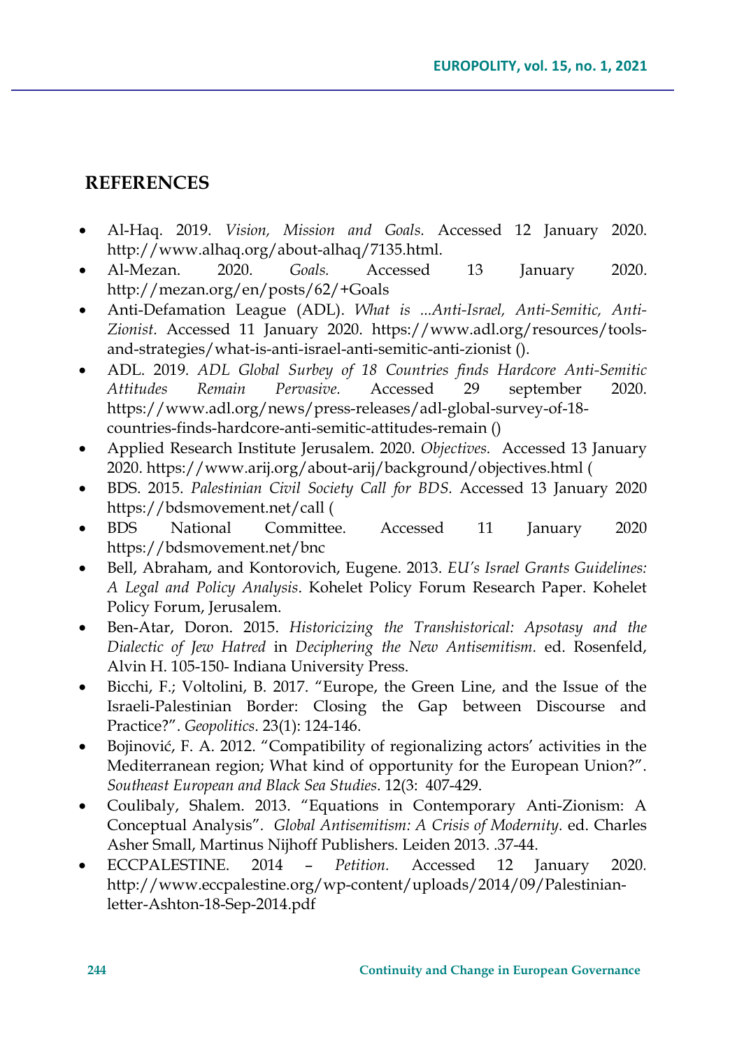## REFERENCES

- Al-Haq. 2019. *Vision, Mission and Goals.* Accessed 12 January 2020. http://www.alhaq.org/about-alhaq/7135.html.
- Al-Mezan. 2020. *Goals.* Accessed 13 January 2020. http://mezan.org/en/posts/62/+Goals
- Anti-Defamation League (ADL). *What is ...Anti-Israel, Anti-Semitic, Anti-Zionist.* Accessed 11 January 2020. https://www.adl.org/resources/tools-and-strategies/what-is-anti-israel-anti-semitic-anti-zionist ().
- ADL. 2019. *ADL Global Surbey of 18 Countries finds Hardcore Anti-Semitic Attitudes Remain Pervasive.* Accessed 29 september 2020. https://www.adl.org/news/press-releases/adl-global-survey-of-18-countries-finds-hardcore-anti-semitic-attitudes-remain ()
- Applied Research Institute Jerusalem. 2020. *Objectives.* Accessed 13 January 2020. https://www.arij.org/about-arij/background/objectives.html (
- BDS. 2015. *Palestinian Civil Society Call for BDS.* Accessed 13 January 2020 https://bdsmovement.net/call (
- BDS National Committee. Accessed 11 January 2020 https://bdsmovement.net/bnc
- Bell, Abraham, and Kontorovich, Eugene. 2013. *EU's Israel Grants Guidelines: A Legal and Policy Analysis*. Kohelet Policy Forum Research Paper. Kohelet Policy Forum, Jerusalem.
- Ben-Atar, Doron. 2015. *Historicizing the Transhistorical: Apsotasy and the Dialectic of Jew Hatred* in *Deciphering the New Antisemitism.* ed. Rosenfeld, Alvin H. 105-150- Indiana University Press.
- Bicchi, F.; Voltolini, B. 2017. "Europe, the Green Line, and the Issue of the Israeli-Palestinian Border: Closing the Gap between Discourse and Practice?". *Geopolitics*. 23(1): 124-146.
- Bojinović, F. A. 2012. "Compatibility of regionalizing actors' activities in the Mediterranean region; What kind of opportunity for the European Union?". *Southeast European and Black Sea Studies*. 12(3: 407-429.
- Coulibaly, Shalem. 2013. "Equations in Contemporary Anti-Zionism: A Conceptual Analysis". *Global Antisemitism: A Crisis of Modernity.* ed. Charles Asher Small, Martinus Nijhoff Publishers. Leiden 2013. .37-44.
- ECCPALESTINE. 2014 – *Petition.* Accessed 12 January 2020. http://www.eccpalestine.org/wp-content/uploads/2014/09/Palestinian-letter-Ashton-18-Sep-2014.pdf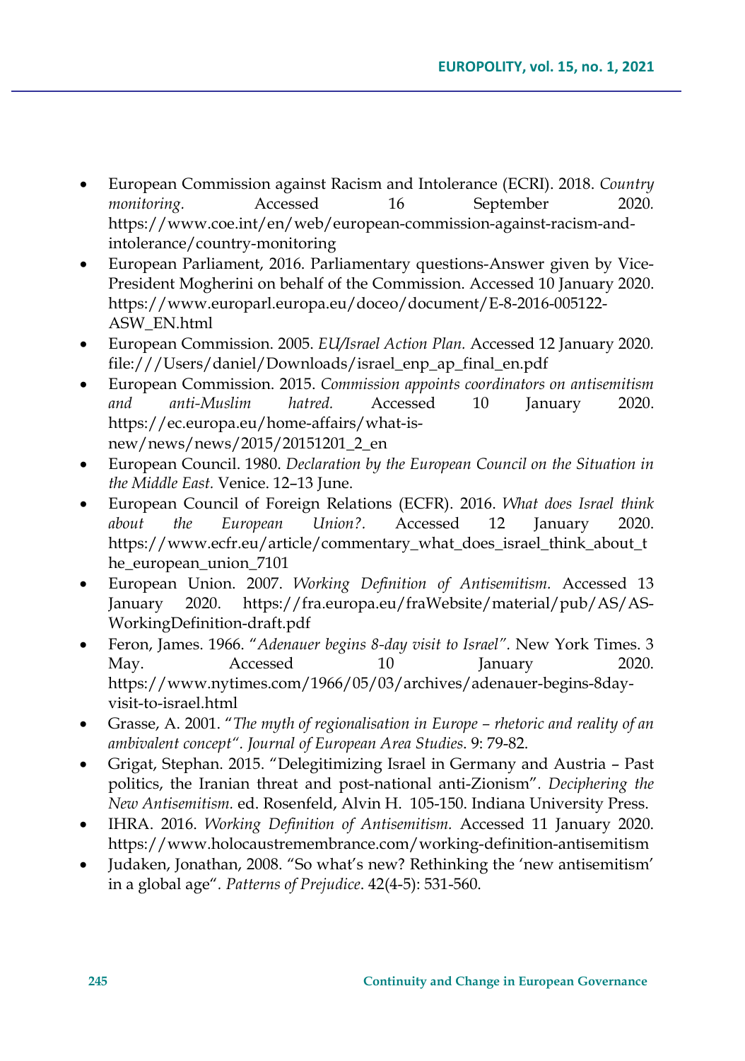- European Commission against Racism and Intolerance (ECRI). 2018. *Country monitoring.* Accessed 16 September 2020. https://www.coe.int/en/web/european-commission-against-racism-and-intolerance/country-monitoring
- European Parliament, 2016. Parliamentary questions-Answer given by Vice-President Mogherini on behalf of the Commission. Accessed 10 January 2020. https://www.europarl.europa.eu/doceo/document/E-8-2016-005122-ASW_EN.html
- European Commission. 2005. *EU/Israel Action Plan.* Accessed 12 January 2020. file:///Users/daniel/Downloads/israel_enp_ap_final_en.pdf
- European Commission. 2015. *Commission appoints coordinators on antisemitism and anti-Muslim hatred.* Accessed 10 January 2020. https://ec.europa.eu/home-affairs/what-is-new/news/news/2015/20151201_2_en
- European Council. 1980. *Declaration by the European Council on the Situation in the Middle East.* Venice. 12–13 June.
- European Council of Foreign Relations (ECFR). 2016. *What does Israel think about the European Union?.* Accessed 12 January 2020. https://www.ecfr.eu/article/commentary_what_does_israel_think_about_the_european_union_7101
- European Union. 2007. *Working Definition of Antisemitism.* Accessed 13 January 2020. https://fra.europa.eu/fraWebsite/material/pub/AS/AS-WorkingDefinition-draft.pdf
- Feron, James. 1966. "*Adenauer begins 8-day visit to Israel".* New York Times. 3 May. Accessed 10 January 2020. https://www.nytimes.com/1966/05/03/archives/adenauer-begins-8day-visit-to-israel.html
- Grasse, A. 2001. "*The myth of regionalisation in Europe – rhetoric and reality of an ambivalent concept". Journal of European Area Studies.* 9: 79-82.
- Grigat, Stephan. 2015. "Delegitimizing Israel in Germany and Austria – Past politics, the Iranian threat and post-national anti-Zionism". *Deciphering the New Antisemitism.* ed. Rosenfeld, Alvin H. 105-150. Indiana University Press.
- IHRA. 2016. *Working Definition of Antisemitism.* Accessed 11 January 2020. https://www.holocaustremembrance.com/working-definition-antisemitism
- Judaken, Jonathan, 2008. "So what's new? Rethinking the 'new antisemitism' in a global age". *Patterns of Prejudice.* 42(4-5): 531-560.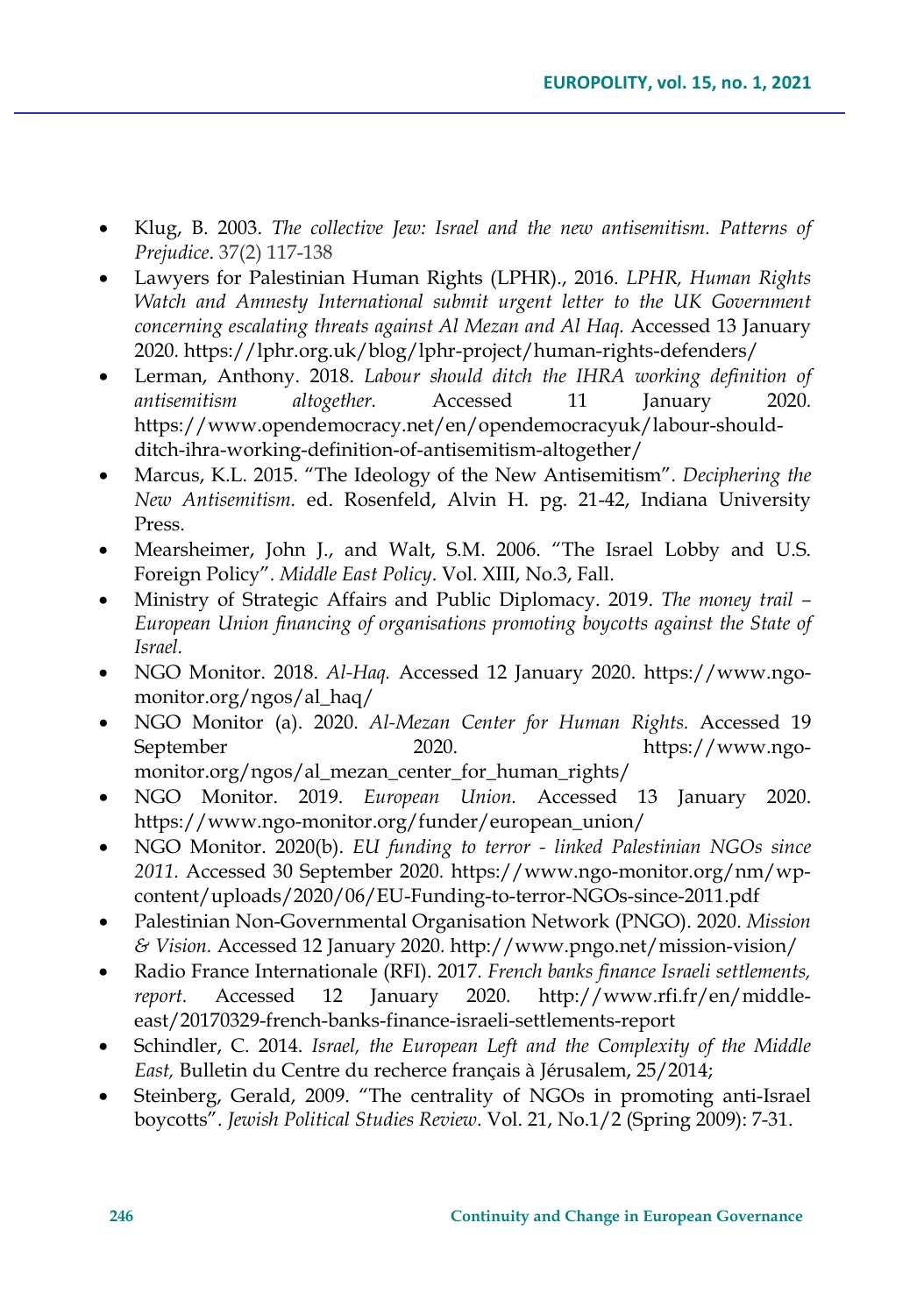- Klug, B. 2003. *The collective Jew: Israel and the new antisemitism. Patterns of Prejudice*. 37(2) 117-138
- Lawyers for Palestinian Human Rights (LPHR)., 2016. *LPHR, Human Rights Watch and Amnesty International submit urgent letter to the UK Government concerning escalating threats against Al Mezan and Al Haq.* Accessed 13 January 2020. https://lphr.org.uk/blog/lphr-project/human-rights-defenders/
- Lerman, Anthony. 2018. *Labour should ditch the IHRA working definition of antisemitism altogether.* Accessed 11 January 2020. https://www.opendemocracy.net/en/opendemocracyuk/labour-should-ditch-ihra-working-definition-of-antisemitism-altogether/
- Marcus, K.L. 2015. "The Ideology of the New Antisemitism". *Deciphering the New Antisemitism.* ed. Rosenfeld, Alvin H. pg. 21-42, Indiana University Press.
- Mearsheimer, John J., and Walt, S.M. 2006. "The Israel Lobby and U.S. Foreign Policy". *Middle East Policy*. Vol. XIII, No.3, Fall.
- Ministry of Strategic Affairs and Public Diplomacy. 2019. *The money trail – European Union financing of organisations promoting boycotts against the State of Israel.*
- NGO Monitor. 2018. *Al-Haq.* Accessed 12 January 2020. https://www.ngo-monitor.org/ngos/al_haq/
- NGO Monitor (a). 2020. *Al-Mezan Center for Human Rights.* Accessed 19 September 2020. https://www.ngo-monitor.org/ngos/al_mezan_center_for_human_rights/
- NGO Monitor. 2019. *European Union.* Accessed 13 January 2020. https://www.ngo-monitor.org/funder/european_union/
- NGO Monitor. 2020(b). *EU funding to terror - linked Palestinian NGOs since 2011.* Accessed 30 September 2020. https://www.ngo-monitor.org/nm/wp-content/uploads/2020/06/EU-Funding-to-terror-NGOs-since-2011.pdf
- Palestinian Non-Governmental Organisation Network (PNGO). 2020. *Mission & Vision.* Accessed 12 January 2020. http://www.pngo.net/mission-vision/
- Radio France Internationale (RFI). 2017. *French banks finance Israeli settlements, report.* Accessed 12 January 2020. http://www.rfi.fr/en/middle-east/20170329-french-banks-finance-israeli-settlements-report
- Schindler, C. 2014. *Israel, the European Left and the Complexity of the Middle East,* Bulletin du Centre du recherce français à Jérusalem, 25/2014;
- Steinberg, Gerald, 2009. "The centrality of NGOs in promoting anti-Israel boycotts". *Jewish Political Studies Review*. Vol. 21, No.1/2 (Spring 2009): 7-31.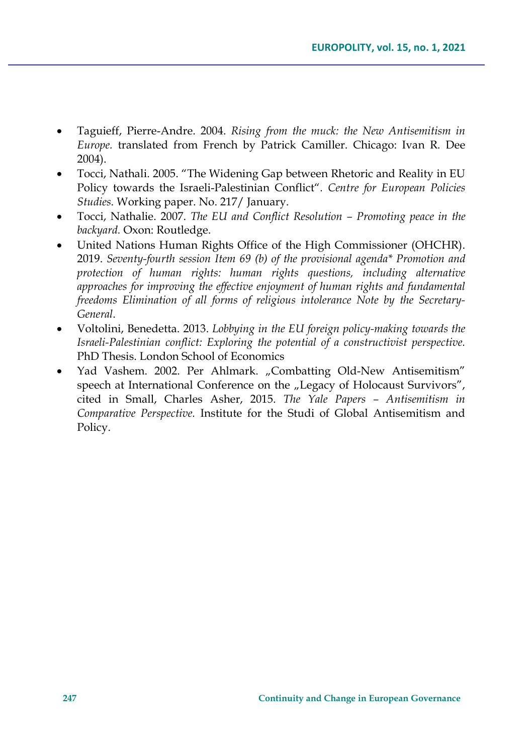- Taguieff, Pierre-Andre. 2004. *Rising from the muck: the New Antisemitism in Europe.* translated from French by Patrick Camiller. Chicago: Ivan R. Dee 2004).
- Tocci, Nathali. 2005. "The Widening Gap between Rhetoric and Reality in EU Policy towards the Israeli-Palestinian Conflict". *Centre for European Policies Studies*. Working paper. No. 217/ January.
- Tocci, Nathalie. 2007. *The EU and Conflict Resolution – Promoting peace in the backyard.* Oxon: Routledge.
- United Nations Human Rights Office of the High Commissioner (OHCHR). 2019. *Seventy-fourth session Item 69 (b) of the provisional agenda* Promotion and protection of human rights: human rights questions, including alternative approaches for improving the effective enjoyment of human rights and fundamental freedoms Elimination of all forms of religious intolerance Note by the Secretary-General*.
- Voltolini, Benedetta. 2013. *Lobbying in the EU foreign policy-making towards the Israeli-Palestinian conflict: Exploring the potential of a constructivist perspective.* PhD Thesis. London School of Economics
- Yad Vashem. 2002. Per Ahlmark. „Combatting Old-New Antisemitism" speech at International Conference on the „Legacy of Holocaust Survivors", cited in Small, Charles Asher, 2015. *The Yale Papers – Antisemitism in Comparative Perspective.* Institute for the Studi of Global Antisemitism and Policy.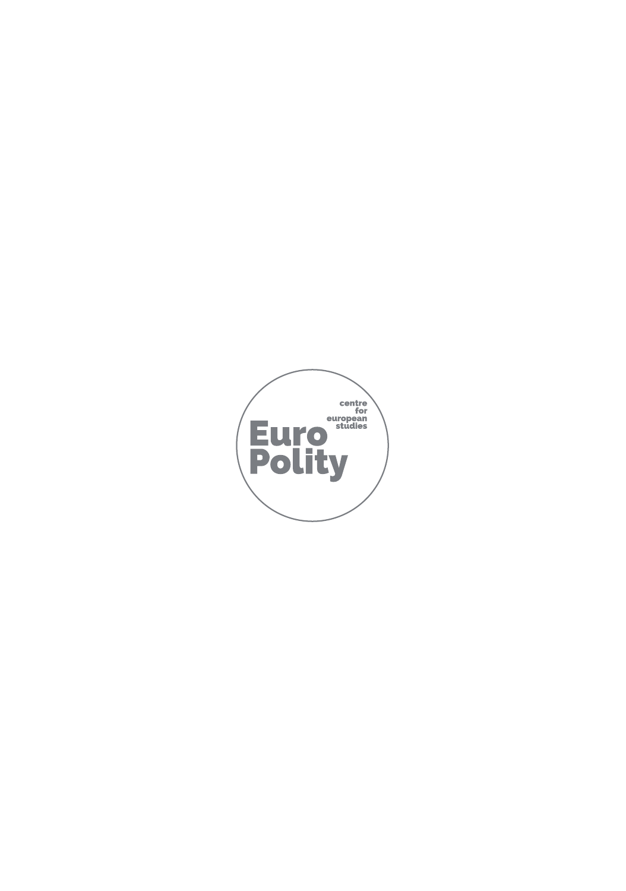centre
for
european
studies

Euro
Polity